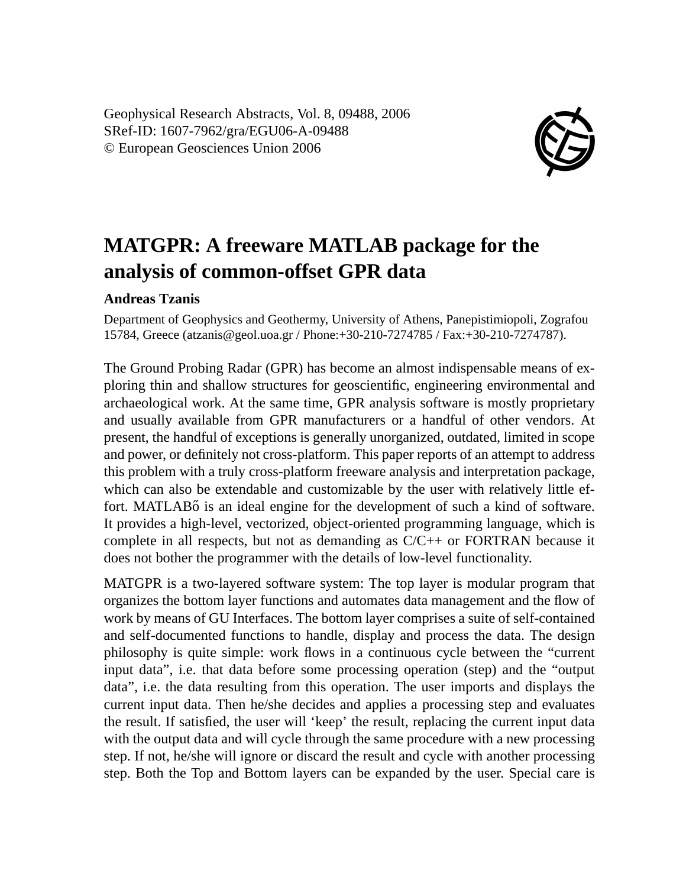Geophysical Research Abstracts, Vol. 8, 09488, 2006
SRef-ID: 1607-7962/gra/EGU06-A-09488
© European Geosciences Union 2006

# MATGPR: A freeware MATLAB package for the analysis of common-offset GPR data

**Andreas Tzanis**

Department of Geophysics and Geothermy, University of Athens, Panepistimiopoli, Zografou 15784, Greece (atzanis@geol.uoa.gr / Phone:+30-210-7274785 / Fax:+30-210-7274787).

The Ground Probing Radar (GPR) has become an almost indispensable means of exploring thin and shallow structures for geoscientific, engineering environmental and archaeological work. At the same time, GPR analysis software is mostly proprietary and usually available from GPR manufacturers or a handful of other vendors. At present, the handful of exceptions is generally unorganized, outdated, limited in scope and power, or definitely not cross-platform. This paper reports of an attempt to address this problem with a truly cross-platform freeware analysis and interpretation package, which can also be extendable and customizable by the user with relatively little effort. MATLABő is an ideal engine for the development of such a kind of software. It provides a high-level, vectorized, object-oriented programming language, which is complete in all respects, but not as demanding as C/C++ or FORTRAN because it does not bother the programmer with the details of low-level functionality.

MATGPR is a two-layered software system: The top layer is modular program that organizes the bottom layer functions and automates data management and the flow of work by means of GU Interfaces. The bottom layer comprises a suite of self-contained and self-documented functions to handle, display and process the data. The design philosophy is quite simple: work flows in a continuous cycle between the "current input data", i.e. that data before some processing operation (step) and the "output data", i.e. the data resulting from this operation. The user imports and displays the current input data. Then he/she decides and applies a processing step and evaluates the result. If satisfied, the user will 'keep' the result, replacing the current input data with the output data and will cycle through the same procedure with a new processing step. If not, he/she will ignore or discard the result and cycle with another processing step. Both the Top and Bottom layers can be expanded by the user. Special care is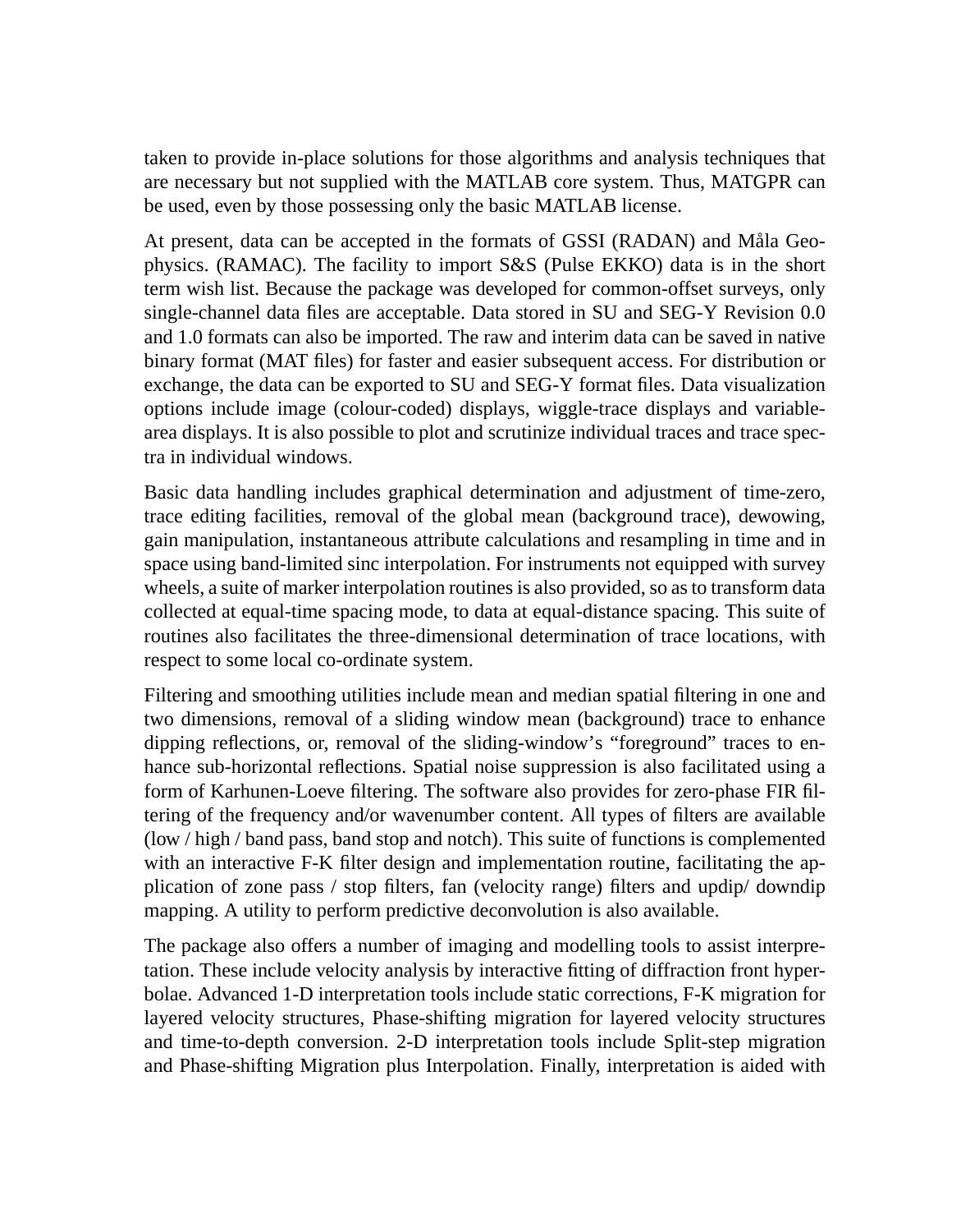taken to provide in-place solutions for those algorithms and analysis techniques that are necessary but not supplied with the MATLAB core system. Thus, MATGPR can be used, even by those possessing only the basic MATLAB license.

At present, data can be accepted in the formats of GSSI (RADAN) and Måla Geophysics. (RAMAC). The facility to import S&S (Pulse EKKO) data is in the short term wish list. Because the package was developed for common-offset surveys, only single-channel data files are acceptable. Data stored in SU and SEG-Y Revision 0.0 and 1.0 formats can also be imported. The raw and interim data can be saved in native binary format (MAT files) for faster and easier subsequent access. For distribution or exchange, the data can be exported to SU and SEG-Y format files. Data visualization options include image (colour-coded) displays, wiggle-trace displays and variable-area displays. It is also possible to plot and scrutinize individual traces and trace spectra in individual windows.

Basic data handling includes graphical determination and adjustment of time-zero, trace editing facilities, removal of the global mean (background trace), dewowing, gain manipulation, instantaneous attribute calculations and resampling in time and in space using band-limited sinc interpolation. For instruments not equipped with survey wheels, a suite of marker interpolation routines is also provided, so as to transform data collected at equal-time spacing mode, to data at equal-distance spacing. This suite of routines also facilitates the three-dimensional determination of trace locations, with respect to some local co-ordinate system.

Filtering and smoothing utilities include mean and median spatial filtering in one and two dimensions, removal of a sliding window mean (background) trace to enhance dipping reflections, or, removal of the sliding-window's "foreground" traces to enhance sub-horizontal reflections. Spatial noise suppression is also facilitated using a form of Karhunen-Loeve filtering. The software also provides for zero-phase FIR filtering of the frequency and/or wavenumber content. All types of filters are available (low / high / band pass, band stop and notch). This suite of functions is complemented with an interactive F-K filter design and implementation routine, facilitating the application of zone pass / stop filters, fan (velocity range) filters and updip/ downdip mapping. A utility to perform predictive deconvolution is also available.

The package also offers a number of imaging and modelling tools to assist interpretation. These include velocity analysis by interactive fitting of diffraction front hyperbolae. Advanced 1-D interpretation tools include static corrections, F-K migration for layered velocity structures, Phase-shifting migration for layered velocity structures and time-to-depth conversion. 2-D interpretation tools include Split-step migration and Phase-shifting Migration plus Interpolation. Finally, interpretation is aided with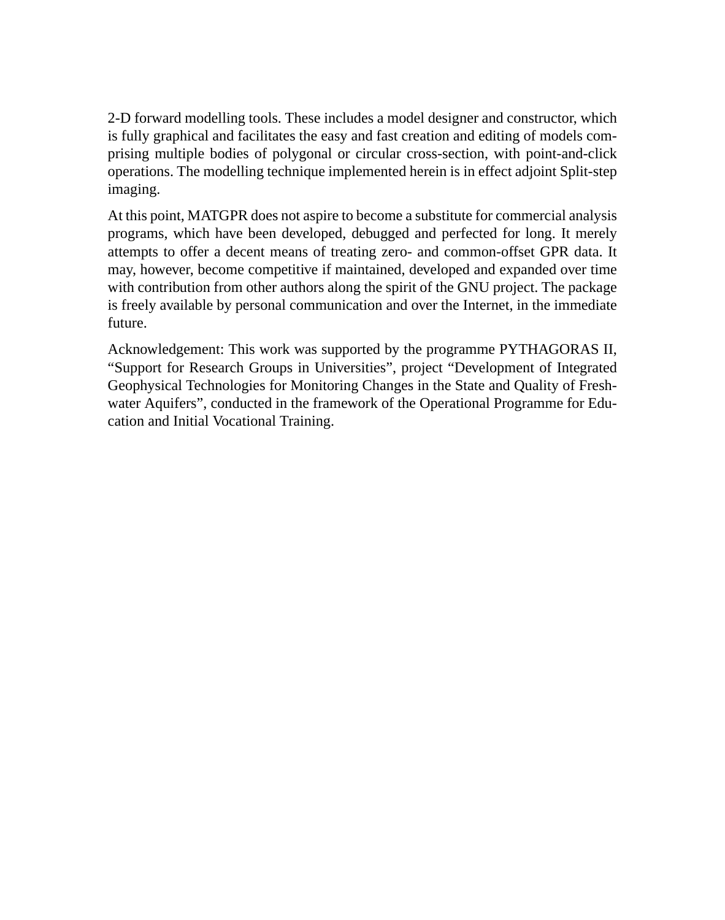2-D forward modelling tools. These includes a model designer and constructor, which is fully graphical and facilitates the easy and fast creation and editing of models comprising multiple bodies of polygonal or circular cross-section, with point-and-click operations. The modelling technique implemented herein is in effect adjoint Split-step imaging.

At this point, MATGPR does not aspire to become a substitute for commercial analysis programs, which have been developed, debugged and perfected for long. It merely attempts to offer a decent means of treating zero- and common-offset GPR data. It may, however, become competitive if maintained, developed and expanded over time with contribution from other authors along the spirit of the GNU project. The package is freely available by personal communication and over the Internet, in the immediate future.

Acknowledgement: This work was supported by the programme PYTHAGORAS II, "Support for Research Groups in Universities", project "Development of Integrated Geophysical Technologies for Monitoring Changes in the State and Quality of Freshwater Aquifers", conducted in the framework of the Operational Programme for Education and Initial Vocational Training.